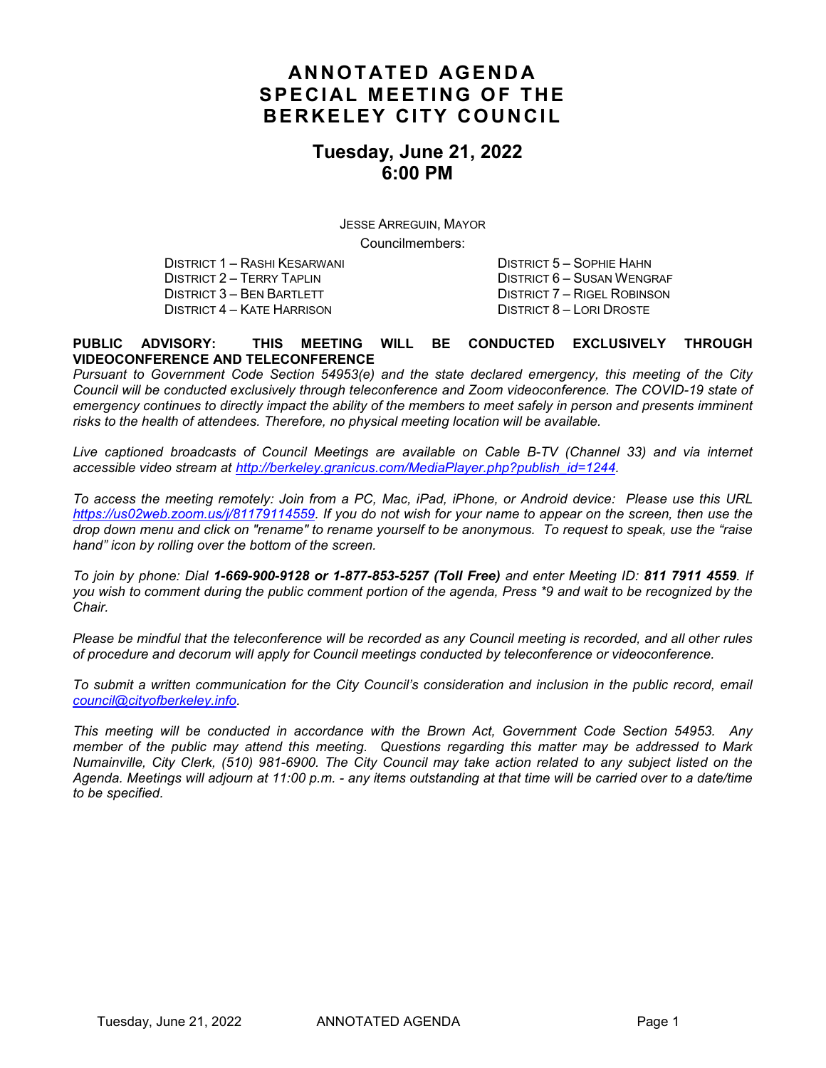# ANNOTATED AGENDA
# SPECIAL MEETING OF THE BERKELEY CITY COUNCIL

## Tuesday, June 21, 2022
## 6:00 PM

JESSE ARREGUIN, MAYOR

Councilmembers:

DISTRICT 1 – RASHI KESARWANI
DISTRICT 2 – TERRY TAPLIN
DISTRICT 3 – BEN BARTLETT
DISTRICT 4 – KATE HARRISON
DISTRICT 5 – SOPHIE HAHN
DISTRICT 6 – SUSAN WENGRAF
DISTRICT 7 – RIGEL ROBINSON
DISTRICT 8 – LORI DROSTE

**PUBLIC ADVISORY: THIS MEETING WILL BE CONDUCTED EXCLUSIVELY THROUGH VIDEOCONFERENCE AND TELECONFERENCE**

*Pursuant to Government Code Section 54953(e) and the state declared emergency, this meeting of the City Council will be conducted exclusively through teleconference and Zoom videoconference. The COVID-19 state of emergency continues to directly impact the ability of the members to meet safely in person and presents imminent risks to the health of attendees. Therefore, no physical meeting location will be available.*

*Live captioned broadcasts of Council Meetings are available on Cable B-TV (Channel 33) and via internet accessible video stream at [http://berkeley.granicus.com/MediaPlayer.php?publish_id=1244](http://berkeley.granicus.com/MediaPlayer.php?publish_id=1244).*

*To access the meeting remotely: Join from a PC, Mac, iPad, iPhone, or Android device: Please use this URL [https://us02web.zoom.us/j/81179114559](https://us02web.zoom.us/j/81179114559). If you do not wish for your name to appear on the screen, then use the drop down menu and click on "rename" to rename yourself to be anonymous. To request to speak, use the "raise hand" icon by rolling over the bottom of the screen.*

*To join by phone: Dial **1-669-900-9128 or 1-877-853-5257 (Toll Free)** and enter Meeting ID: **811 7911 4559**. If you wish to comment during the public comment portion of the agenda, Press *9 and wait to be recognized by the Chair.*

*Please be mindful that the teleconference will be recorded as any Council meeting is recorded, and all other rules of procedure and decorum will apply for Council meetings conducted by teleconference or videoconference.*

*To submit a written communication for the City Council's consideration and inclusion in the public record, email [council@cityofberkeley.info](mailto:council@cityofberkeley.info).*

*This meeting will be conducted in accordance with the Brown Act, Government Code Section 54953. Any member of the public may attend this meeting. Questions regarding this matter may be addressed to Mark Numainville, City Clerk, (510) 981-6900. The City Council may take action related to any subject listed on the Agenda. Meetings will adjourn at 11:00 p.m. - any items outstanding at that time will be carried over to a date/time to be specified.*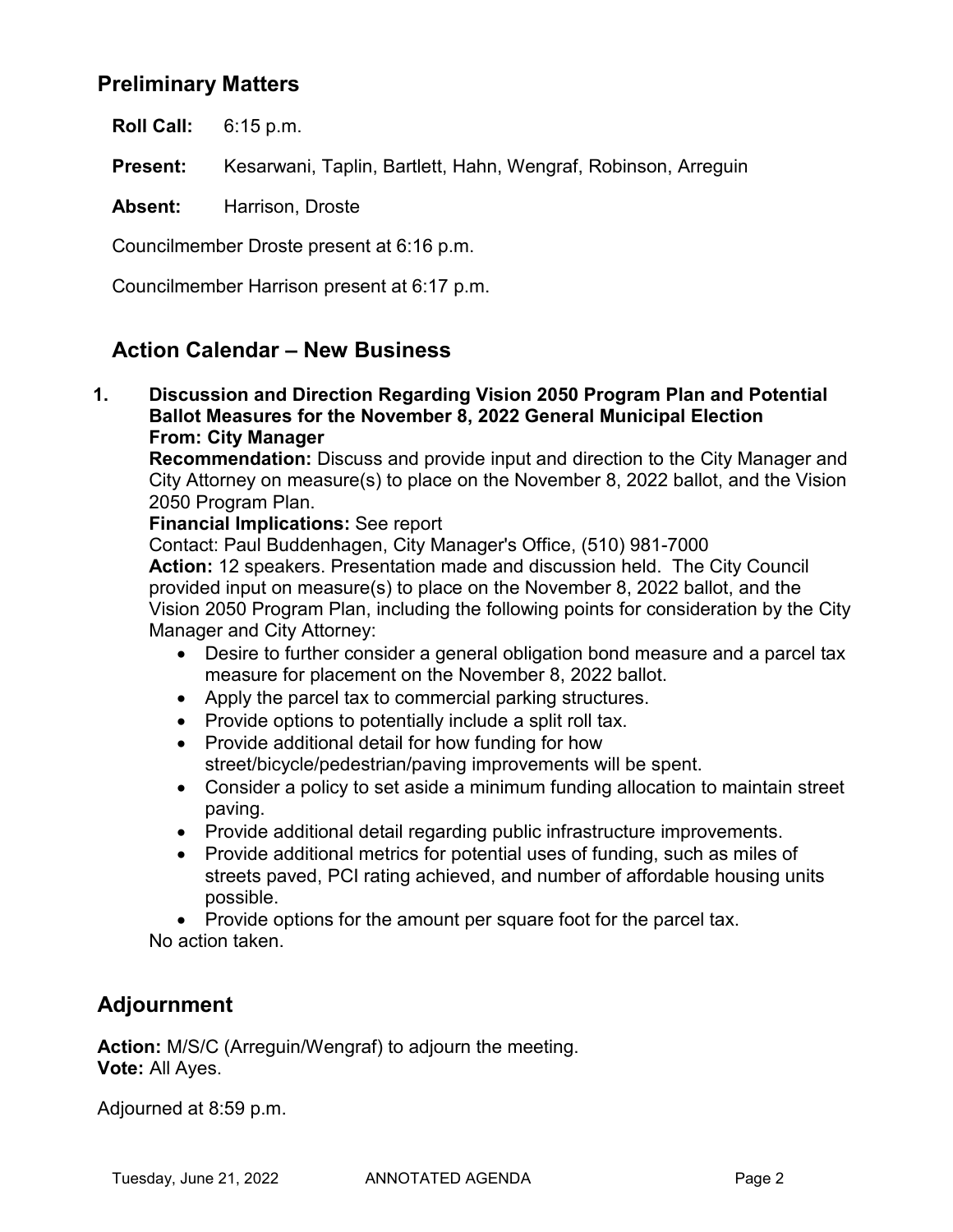## Preliminary Matters

**Roll Call:** 6:15 p.m.

**Present:** Kesarwani, Taplin, Bartlett, Hahn, Wengraf, Robinson, Arreguin

**Absent:** Harrison, Droste

Councilmember Droste present at 6:16 p.m.

Councilmember Harrison present at 6:17 p.m.

## Action Calendar – New Business

**1. Discussion and Direction Regarding Vision 2050 Program Plan and Potential Ballot Measures for the November 8, 2022 General Municipal Election**
**From: City Manager**

**Recommendation:** Discuss and provide input and direction to the City Manager and City Attorney on measure(s) to place on the November 8, 2022 ballot, and the Vision 2050 Program Plan.

**Financial Implications:** See report

Contact: Paul Buddenhagen, City Manager's Office, (510) 981-7000

**Action:** 12 speakers. Presentation made and discussion held. The City Council provided input on measure(s) to place on the November 8, 2022 ballot, and the Vision 2050 Program Plan, including the following points for consideration by the City Manager and City Attorney:

- Desire to further consider a general obligation bond measure and a parcel tax measure for placement on the November 8, 2022 ballot.
- Apply the parcel tax to commercial parking structures.
- Provide options to potentially include a split roll tax.
- Provide additional detail for how funding for how street/bicycle/pedestrian/paving improvements will be spent.
- Consider a policy to set aside a minimum funding allocation to maintain street paving.
- Provide additional detail regarding public infrastructure improvements.
- Provide additional metrics for potential uses of funding, such as miles of streets paved, PCI rating achieved, and number of affordable housing units possible.
- Provide options for the amount per square foot for the parcel tax.

No action taken.

## Adjournment

**Action:** M/S/C (Arreguin/Wengraf) to adjourn the meeting.
**Vote:** All Ayes.

Adjourned at 8:59 p.m.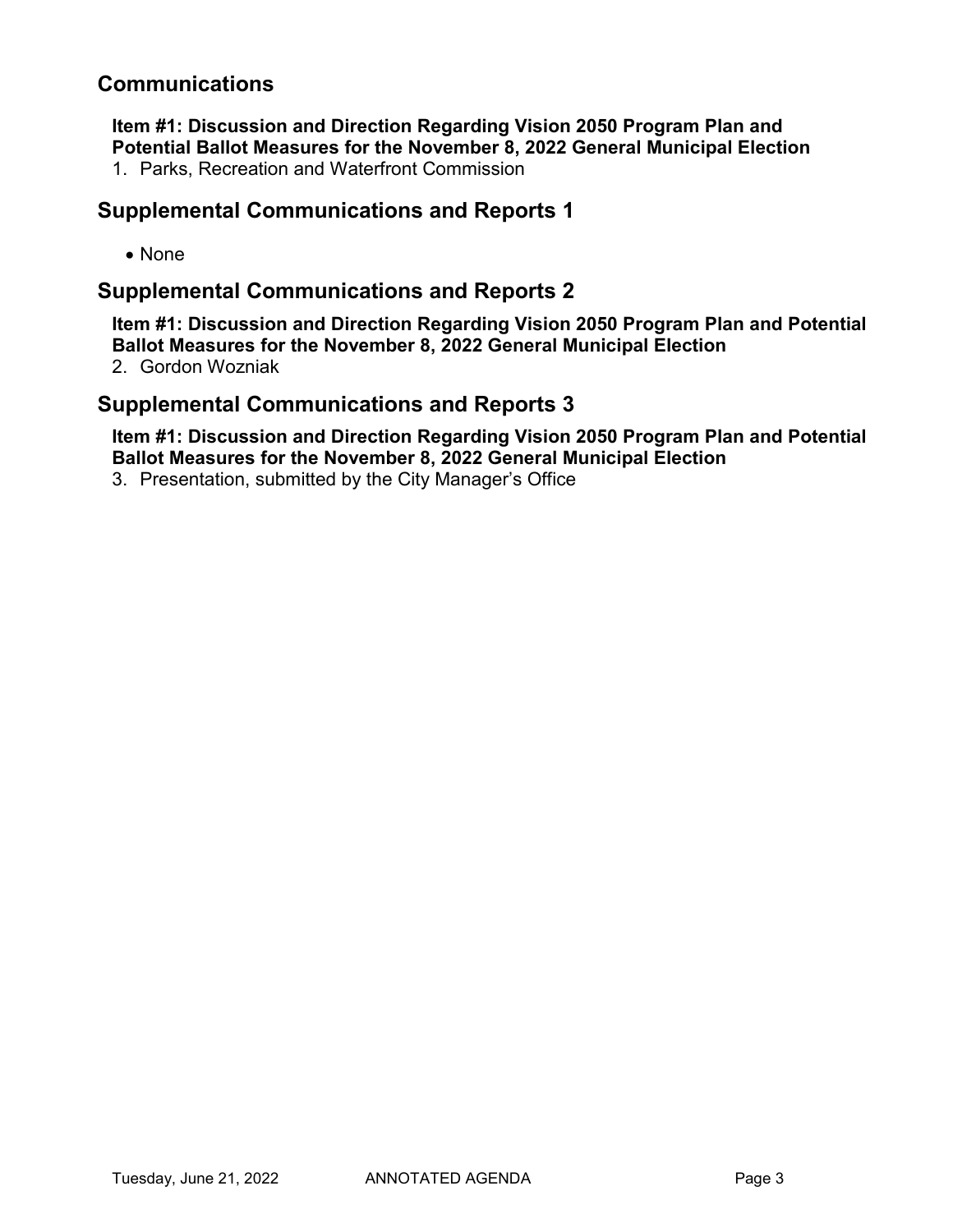## Communications

**Item #1: Discussion and Direction Regarding Vision 2050 Program Plan and Potential Ballot Measures for the November 8, 2022 General Municipal Election**

1. Parks, Recreation and Waterfront Commission

## Supplemental Communications and Reports 1

- None

## Supplemental Communications and Reports 2

**Item #1: Discussion and Direction Regarding Vision 2050 Program Plan and Potential Ballot Measures for the November 8, 2022 General Municipal Election**

2. Gordon Wozniak

## Supplemental Communications and Reports 3

**Item #1: Discussion and Direction Regarding Vision 2050 Program Plan and Potential Ballot Measures for the November 8, 2022 General Municipal Election**

3. Presentation, submitted by the City Manager's Office